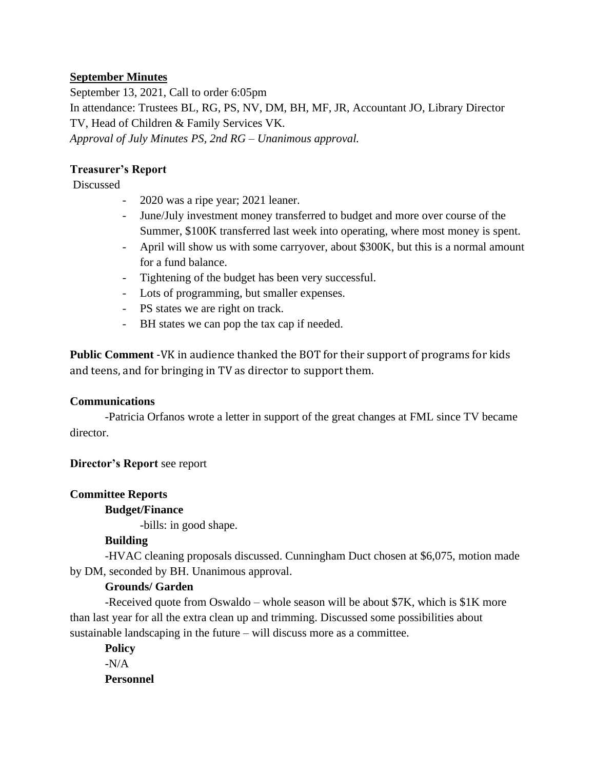**September Minutes**

September 13, 2021, Call to order 6:05pm

In attendance: Trustees BL, RG, PS, NV, DM, BH, MF, JR, Accountant JO, Library Director TV, Head of Children & Family Services VK.

*Approval of July Minutes PS, 2nd RG – Unanimous approval.*

**Treasurer's Report**

Discussed

- 2020 was a ripe year; 2021 leaner.
- June/July investment money transferred to budget and more over course of the Summer, $100K transferred last week into operating, where most money is spent.
- April will show us with some carryover, about $300K, but this is a normal amount for a fund balance.
- Tightening of the budget has been very successful.
- Lots of programming, but smaller expenses.
- PS states we are right on track.
- BH states we can pop the tax cap if needed.

**Public Comment** -VK in audience thanked the BOT for their support of programs for kids and teens, and for bringing in TV as director to support them.

**Communications**

-Patricia Orfanos wrote a letter in support of the great changes at FML since TV became director.

**Director's Report** see report

**Committee Reports**

**Budget/Finance**

-bills: in good shape.

**Building**

-HVAC cleaning proposals discussed. Cunningham Duct chosen at $6,075, motion made by DM, seconded by BH. Unanimous approval.

**Grounds/ Garden**

-Received quote from Oswaldo – whole season will be about $7K, which is $1K more than last year for all the extra clean up and trimming. Discussed some possibilities about sustainable landscaping in the future – will discuss more as a committee.

**Policy**

-N/A

**Personnel**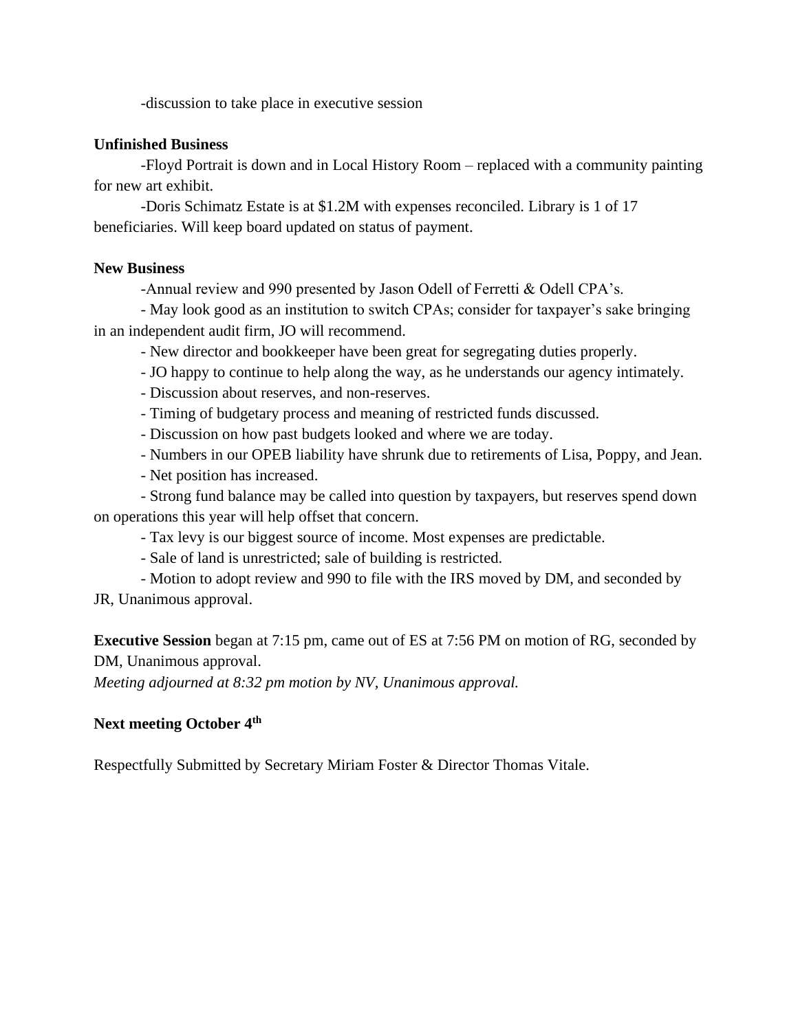-discussion to take place in executive session

**Unfinished Business**

-Floyd Portrait is down and in Local History Room – replaced with a community painting for new art exhibit.

-Doris Schimatz Estate is at $1.2M with expenses reconciled. Library is 1 of 17 beneficiaries. Will keep board updated on status of payment.

**New Business**

-Annual review and 990 presented by Jason Odell of Ferretti & Odell CPA's.

- May look good as an institution to switch CPAs; consider for taxpayer's sake bringing in an independent audit firm, JO will recommend.

- New director and bookkeeper have been great for segregating duties properly.

- JO happy to continue to help along the way, as he understands our agency intimately.

- Discussion about reserves, and non-reserves.

- Timing of budgetary process and meaning of restricted funds discussed.

- Discussion on how past budgets looked and where we are today.

- Numbers in our OPEB liability have shrunk due to retirements of Lisa, Poppy, and Jean.

- Net position has increased.

- Strong fund balance may be called into question by taxpayers, but reserves spend down on operations this year will help offset that concern.

- Tax levy is our biggest source of income. Most expenses are predictable.

- Sale of land is unrestricted; sale of building is restricted.

- Motion to adopt review and 990 to file with the IRS moved by DM, and seconded by JR, Unanimous approval.

**Executive Session** began at 7:15 pm, came out of ES at 7:56 PM on motion of RG, seconded by DM, Unanimous approval.

*Meeting adjourned at 8:32 pm motion by NV, Unanimous approval.*

**Next meeting October 4th**

Respectfully Submitted by Secretary Miriam Foster & Director Thomas Vitale.